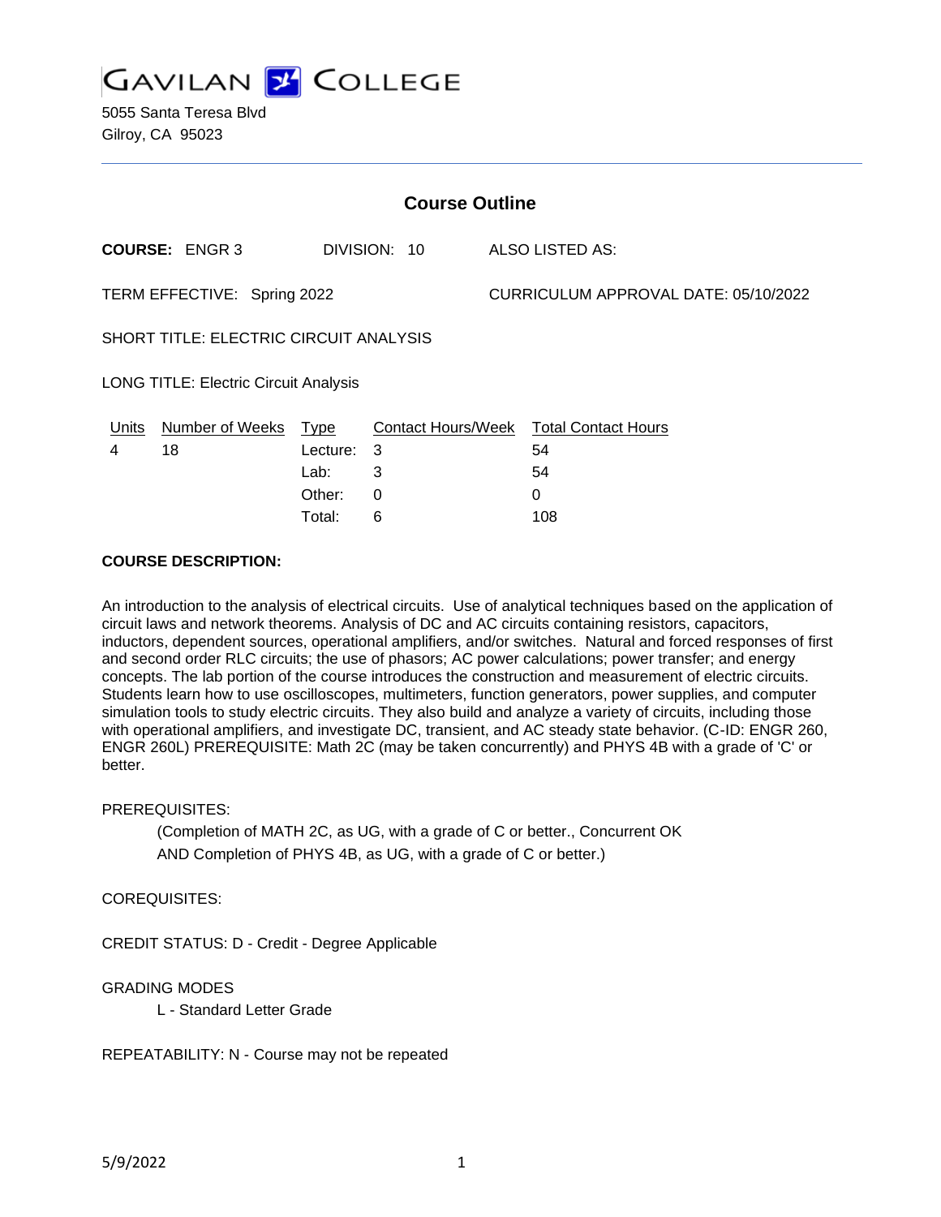# GAVILAN COLLEGE

5055 Santa Teresa Blvd
Gilroy, CA 95023

## Course Outline

**COURSE:** ENGR 3 DIVISION: 10 ALSO LISTED AS:

TERM EFFECTIVE: Spring 2022 CURRICULUM APPROVAL DATE: 05/10/2022

SHORT TITLE: ELECTRIC CIRCUIT ANALYSIS

LONG TITLE: Electric Circuit Analysis

| Units | Number of Weeks | Type | Contact Hours/Week | Total Contact Hours |
|---|---|---|---|---|
| 4 | 18 | Lecture: | 3 | 54 |
| | | Lab: | 3 | 54 |
| | | Other: | 0 | 0 |
| | | Total: | 6 | 108 |

**COURSE DESCRIPTION:**

An introduction to the analysis of electrical circuits. Use of analytical techniques based on the application of circuit laws and network theorems. Analysis of DC and AC circuits containing resistors, capacitors, inductors, dependent sources, operational amplifiers, and/or switches. Natural and forced responses of first and second order RLC circuits; the use of phasors; AC power calculations; power transfer; and energy concepts. The lab portion of the course introduces the construction and measurement of electric circuits. Students learn how to use oscilloscopes, multimeters, function generators, power supplies, and computer simulation tools to study electric circuits. They also build and analyze a variety of circuits, including those with operational amplifiers, and investigate DC, transient, and AC steady state behavior. (C-ID: ENGR 260, ENGR 260L) PREREQUISITE: Math 2C (may be taken concurrently) and PHYS 4B with a grade of 'C' or better.

PREREQUISITES:

(Completion of MATH 2C, as UG, with a grade of C or better., Concurrent OK
AND Completion of PHYS 4B, as UG, with a grade of C or better.)

COREQUISITES:

CREDIT STATUS: D - Credit - Degree Applicable

GRADING MODES

L - Standard Letter Grade

REPEATABILITY: N - Course may not be repeated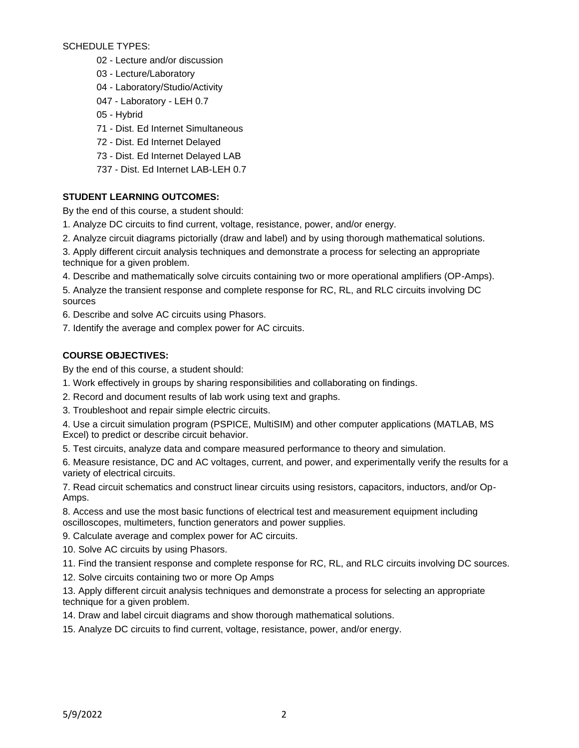SCHEDULE TYPES:

- 02 - Lecture and/or discussion
- 03 - Lecture/Laboratory
- 04 - Laboratory/Studio/Activity
- 047 - Laboratory - LEH 0.7
- 05 - Hybrid
- 71 - Dist. Ed Internet Simultaneous
- 72 - Dist. Ed Internet Delayed
- 73 - Dist. Ed Internet Delayed LAB
- 737 - Dist. Ed Internet LAB-LEH 0.7

**STUDENT LEARNING OUTCOMES:**

By the end of this course, a student should:

1. Analyze DC circuits to find current, voltage, resistance, power, and/or energy.
2. Analyze circuit diagrams pictorially (draw and label) and by using thorough mathematical solutions.
3. Apply different circuit analysis techniques and demonstrate a process for selecting an appropriate technique for a given problem.
4. Describe and mathematically solve circuits containing two or more operational amplifiers (OP-Amps).
5. Analyze the transient response and complete response for RC, RL, and RLC circuits involving DC sources
6. Describe and solve AC circuits using Phasors.
7. Identify the average and complex power for AC circuits.

**COURSE OBJECTIVES:**

By the end of this course, a student should:

1. Work effectively in groups by sharing responsibilities and collaborating on findings.
2. Record and document results of lab work using text and graphs.
3. Troubleshoot and repair simple electric circuits.
4. Use a circuit simulation program (PSPICE, MultiSIM) and other computer applications (MATLAB, MS Excel) to predict or describe circuit behavior.
5. Test circuits, analyze data and compare measured performance to theory and simulation.
6. Measure resistance, DC and AC voltages, current, and power, and experimentally verify the results for a variety of electrical circuits.
7. Read circuit schematics and construct linear circuits using resistors, capacitors, inductors, and/or Op-Amps.
8. Access and use the most basic functions of electrical test and measurement equipment including oscilloscopes, multimeters, function generators and power supplies.
9. Calculate average and complex power for AC circuits.
10. Solve AC circuits by using Phasors.
11. Find the transient response and complete response for RC, RL, and RLC circuits involving DC sources.
12. Solve circuits containing two or more Op Amps
13. Apply different circuit analysis techniques and demonstrate a process for selecting an appropriate technique for a given problem.
14. Draw and label circuit diagrams and show thorough mathematical solutions.
15. Analyze DC circuits to find current, voltage, resistance, power, and/or energy.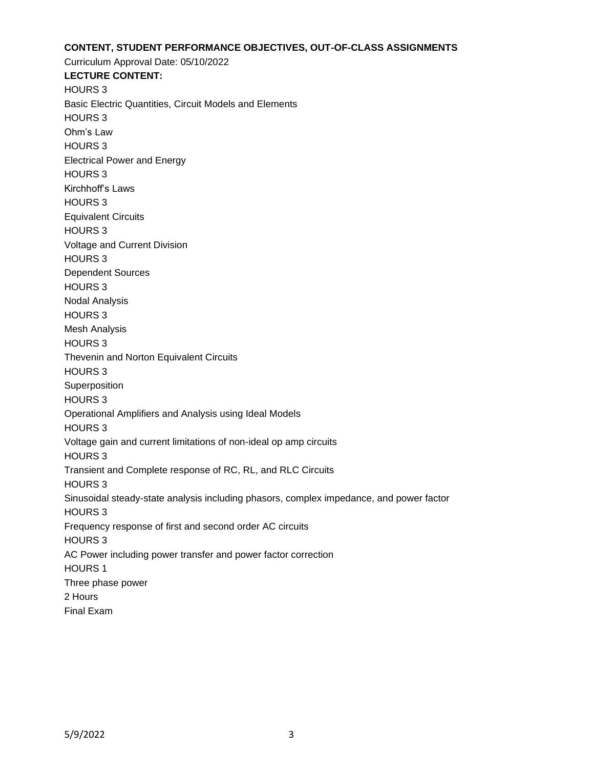**CONTENT, STUDENT PERFORMANCE OBJECTIVES, OUT-OF-CLASS ASSIGNMENTS**

Curriculum Approval Date: 05/10/2022

**LECTURE CONTENT:**

HOURS 3

Basic Electric Quantities, Circuit Models and Elements

HOURS 3

Ohm's Law

HOURS 3

Electrical Power and Energy

HOURS 3

Kirchhoff's Laws

HOURS 3

Equivalent Circuits

HOURS 3

Voltage and Current Division

HOURS 3

Dependent Sources

HOURS 3

Nodal Analysis

HOURS 3

Mesh Analysis

HOURS 3

Thevenin and Norton Equivalent Circuits

HOURS 3

Superposition

HOURS 3

Operational Amplifiers and Analysis using Ideal Models

HOURS 3

Voltage gain and current limitations of non-ideal op amp circuits

HOURS 3

Transient and Complete response of RC, RL, and RLC Circuits

HOURS 3

Sinusoidal steady-state analysis including phasors, complex impedance, and power factor

HOURS 3

Frequency response of first and second order AC circuits

HOURS 3

AC Power including power transfer and power factor correction

HOURS 1

Three phase power

2 Hours

Final Exam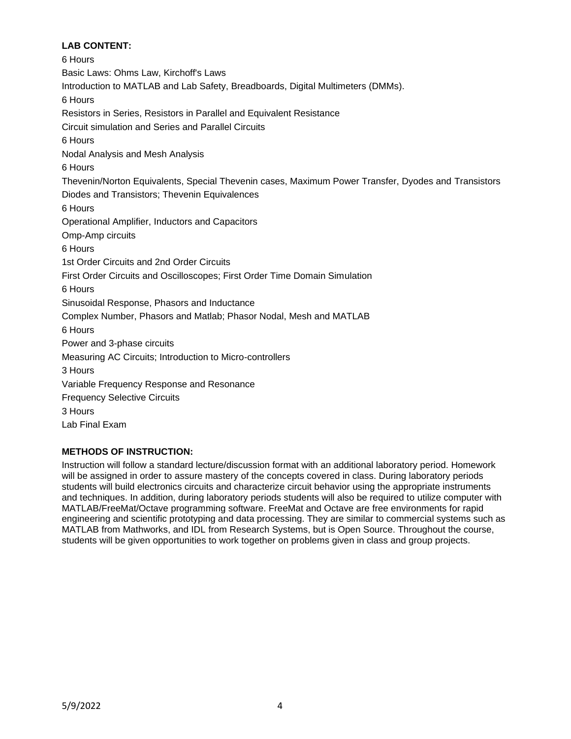**LAB CONTENT:**

6 Hours

Basic Laws: Ohms Law, Kirchoff's Laws

Introduction to MATLAB and Lab Safety, Breadboards, Digital Multimeters (DMMs).

6 Hours

Resistors in Series, Resistors in Parallel and Equivalent Resistance

Circuit simulation and Series and Parallel Circuits

6 Hours

Nodal Analysis and Mesh Analysis

6 Hours

Thevenin/Norton Equivalents, Special Thevenin cases, Maximum Power Transfer, Dyodes and Transistors

Diodes and Transistors; Thevenin Equivalences

6 Hours

Operational Amplifier, Inductors and Capacitors

Omp-Amp circuits

6 Hours

1st Order Circuits and 2nd Order Circuits

First Order Circuits and Oscilloscopes; First Order Time Domain Simulation

6 Hours

Sinusoidal Response, Phasors and Inductance

Complex Number, Phasors and Matlab; Phasor Nodal, Mesh and MATLAB

6 Hours

Power and 3-phase circuits

Measuring AC Circuits; Introduction to Micro-controllers

3 Hours

Variable Frequency Response and Resonance

Frequency Selective Circuits

3 Hours

Lab Final Exam

**METHODS OF INSTRUCTION:**

Instruction will follow a standard lecture/discussion format with an additional laboratory period. Homework will be assigned in order to assure mastery of the concepts covered in class. During laboratory periods students will build electronics circuits and characterize circuit behavior using the appropriate instruments and techniques. In addition, during laboratory periods students will also be required to utilize computer with MATLAB/FreeMat/Octave programming software. FreeMat and Octave are free environments for rapid engineering and scientific prototyping and data processing. They are similar to commercial systems such as MATLAB from Mathworks, and IDL from Research Systems, but is Open Source. Throughout the course, students will be given opportunities to work together on problems given in class and group projects.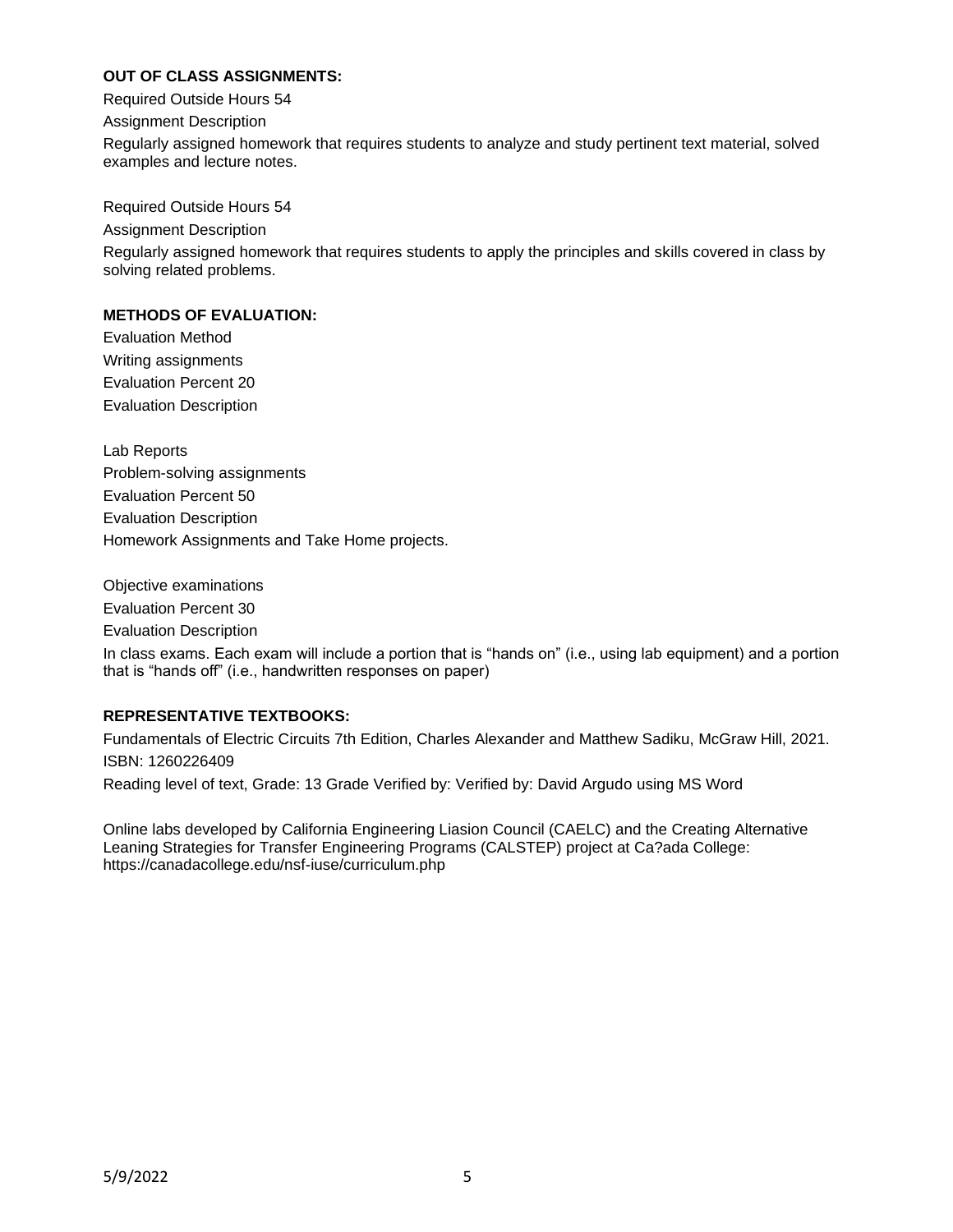**OUT OF CLASS ASSIGNMENTS:**

Required Outside Hours 54

Assignment Description

Regularly assigned homework that requires students to analyze and study pertinent text material, solved examples and lecture notes.

Required Outside Hours 54

Assignment Description

Regularly assigned homework that requires students to apply the principles and skills covered in class by solving related problems.

**METHODS OF EVALUATION:**

Evaluation Method

Writing assignments

Evaluation Percent 20

Evaluation Description

Lab Reports

Problem-solving assignments

Evaluation Percent 50

Evaluation Description

Homework Assignments and Take Home projects.

Objective examinations

Evaluation Percent 30

Evaluation Description

In class exams. Each exam will include a portion that is “hands on” (i.e., using lab equipment) and a portion that is “hands off” (i.e., handwritten responses on paper)

**REPRESENTATIVE TEXTBOOKS:**

Fundamentals of Electric Circuits 7th Edition, Charles Alexander and Matthew Sadiku, McGraw Hill, 2021.

ISBN: 1260226409

Reading level of text, Grade: 13 Grade Verified by: Verified by: David Argudo using MS Word

Online labs developed by California Engineering Liasion Council (CAELC) and the Creating Alternative Leaning Strategies for Transfer Engineering Programs (CALSTEP) project at Ca?ada College: https://canadacollege.edu/nsf-iuse/curriculum.php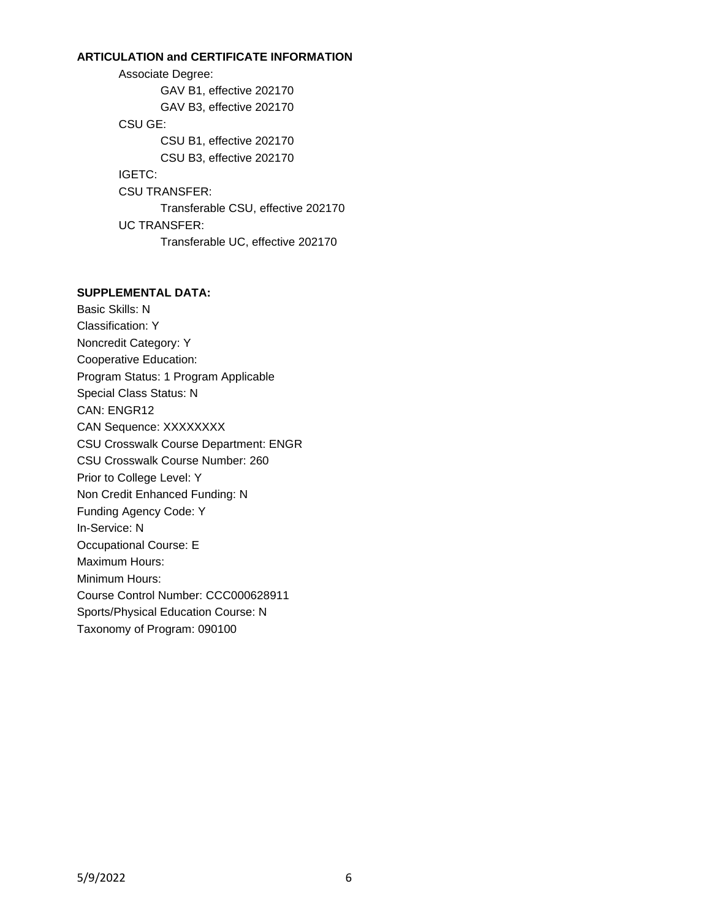**ARTICULATION and CERTIFICATE INFORMATION**

- Associate Degree:
  - GAV B1, effective 202170
  - GAV B3, effective 202170
- CSU GE:
  - CSU B1, effective 202170
  - CSU B3, effective 202170
- IGETC:
- CSU TRANSFER:
  - Transferable CSU, effective 202170
- UC TRANSFER:
  - Transferable UC, effective 202170

**SUPPLEMENTAL DATA:**

Basic Skills: N
Classification: Y
Noncredit Category: Y
Cooperative Education:
Program Status: 1 Program Applicable
Special Class Status: N
CAN: ENGR12
CAN Sequence: XXXXXXXX
CSU Crosswalk Course Department: ENGR
CSU Crosswalk Course Number: 260
Prior to College Level: Y
Non Credit Enhanced Funding: N
Funding Agency Code: Y
In-Service: N
Occupational Course: E
Maximum Hours:
Minimum Hours:
Course Control Number: CCC000628911
Sports/Physical Education Course: N
Taxonomy of Program: 090100